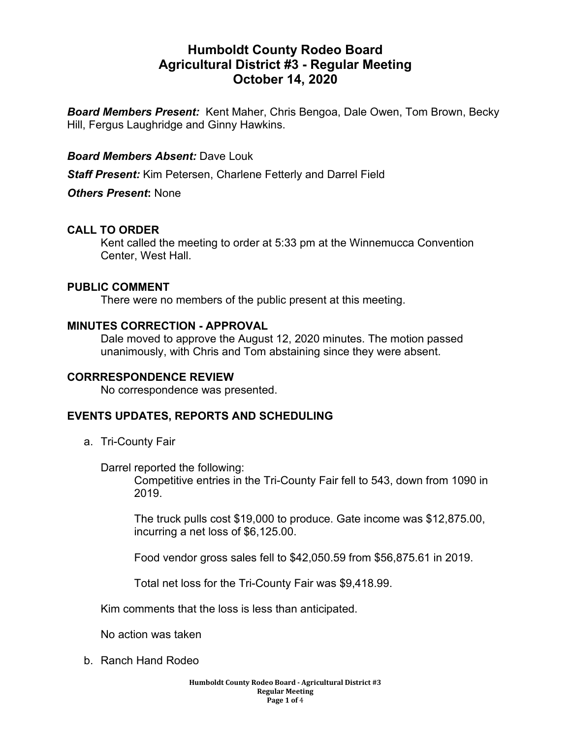# Humboldt County Rodeo Board
## Agricultural District #3 - Regular Meeting
## October 14, 2020

***Board Members Present:*** Kent Maher, Chris Bengoa, Dale Owen, Tom Brown, Becky Hill, Fergus Laughridge and Ginny Hawkins.

***Board Members Absent:*** Dave Louk

***Staff Present:*** Kim Petersen, Charlene Fetterly and Darrel Field

***Others Present*:** None

### CALL TO ORDER

Kent called the meeting to order at 5:33 pm at the Winnemucca Convention Center, West Hall.

### PUBLIC COMMENT

There were no members of the public present at this meeting.

### MINUTES CORRECTION - APPROVAL

Dale moved to approve the August 12, 2020 minutes. The motion passed unanimously, with Chris and Tom abstaining since they were absent.

### CORRRESPONDENCE REVIEW

No correspondence was presented.

### EVENTS UPDATES, REPORTS AND SCHEDULING

a. Tri-County Fair

Darrel reported the following:

Competitive entries in the Tri-County Fair fell to 543, down from 1090 in 2019.

The truck pulls cost $19,000 to produce. Gate income was $12,875.00, incurring a net loss of $6,125.00.

Food vendor gross sales fell to $42,050.59 from $56,875.61 in 2019.

Total net loss for the Tri-County Fair was $9,418.99.

Kim comments that the loss is less than anticipated.

No action was taken

b. Ranch Hand Rodeo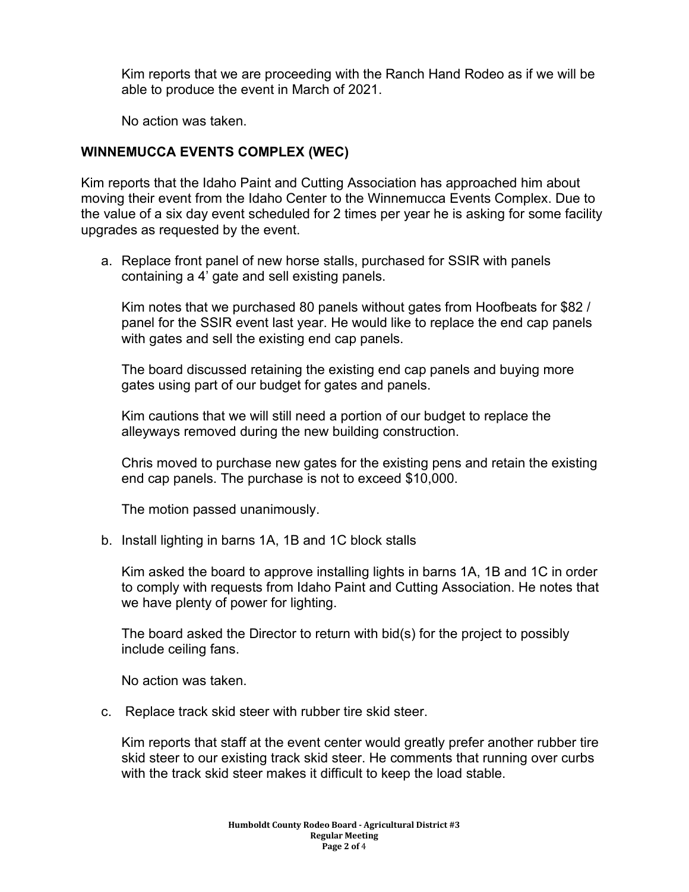Kim reports that we are proceeding with the Ranch Hand Rodeo as if we will be able to produce the event in March of 2021.

No action was taken.

## WINNEMUCCA EVENTS COMPLEX (WEC)

Kim reports that the Idaho Paint and Cutting Association has approached him about moving their event from the Idaho Center to the Winnemucca Events Complex. Due to the value of a six day event scheduled for 2 times per year he is asking for some facility upgrades as requested by the event.

a. Replace front panel of new horse stalls, purchased for SSIR with panels containing a 4' gate and sell existing panels.

   Kim notes that we purchased 80 panels without gates from Hoofbeats for $82 / panel for the SSIR event last year. He would like to replace the end cap panels with gates and sell the existing end cap panels.

   The board discussed retaining the existing end cap panels and buying more gates using part of our budget for gates and panels.

   Kim cautions that we will still need a portion of our budget to replace the alleyways removed during the new building construction.

   Chris moved to purchase new gates for the existing pens and retain the existing end cap panels. The purchase is not to exceed $10,000.

   The motion passed unanimously.

b. Install lighting in barns 1A, 1B and 1C block stalls

   Kim asked the board to approve installing lights in barns 1A, 1B and 1C in order to comply with requests from Idaho Paint and Cutting Association. He notes that we have plenty of power for lighting.

   The board asked the Director to return with bid(s) for the project to possibly include ceiling fans.

   No action was taken.

c. Replace track skid steer with rubber tire skid steer.

   Kim reports that staff at the event center would greatly prefer another rubber tire skid steer to our existing track skid steer. He comments that running over curbs with the track skid steer makes it difficult to keep the load stable.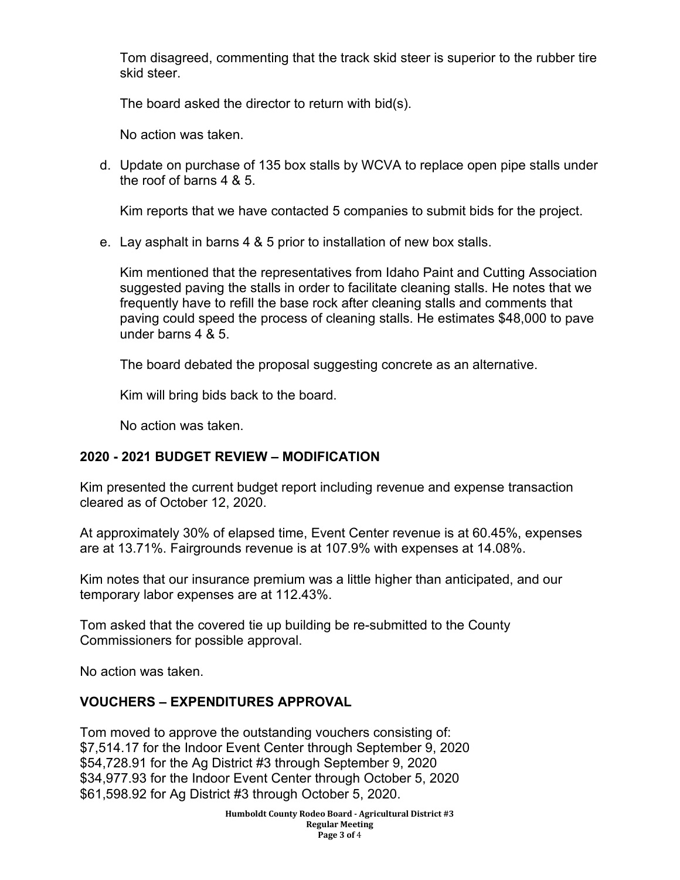Tom disagreed, commenting that the track skid steer is superior to the rubber tire skid steer.

The board asked the director to return with bid(s).

No action was taken.

d. Update on purchase of 135 box stalls by WCVA to replace open pipe stalls under the roof of barns 4 & 5.

   Kim reports that we have contacted 5 companies to submit bids for the project.

e. Lay asphalt in barns 4 & 5 prior to installation of new box stalls.

   Kim mentioned that the representatives from Idaho Paint and Cutting Association suggested paving the stalls in order to facilitate cleaning stalls. He notes that we frequently have to refill the base rock after cleaning stalls and comments that paving could speed the process of cleaning stalls. He estimates $48,000 to pave under barns 4 & 5.

   The board debated the proposal suggesting concrete as an alternative.

   Kim will bring bids back to the board.

   No action was taken.

## 2020 - 2021 BUDGET REVIEW – MODIFICATION

Kim presented the current budget report including revenue and expense transaction cleared as of October 12, 2020.

At approximately 30% of elapsed time, Event Center revenue is at 60.45%, expenses are at 13.71%. Fairgrounds revenue is at 107.9% with expenses at 14.08%.

Kim notes that our insurance premium was a little higher than anticipated, and our temporary labor expenses are at 112.43%.

Tom asked that the covered tie up building be re-submitted to the County Commissioners for possible approval.

No action was taken.

## VOUCHERS – EXPENDITURES APPROVAL

Tom moved to approve the outstanding vouchers consisting of:
$7,514.17 for the Indoor Event Center through September 9, 2020
$54,728.91 for the Ag District #3 through September 9, 2020
$34,977.93 for the Indoor Event Center through October 5, 2020
$61,598.92 for Ag District #3 through October 5, 2020.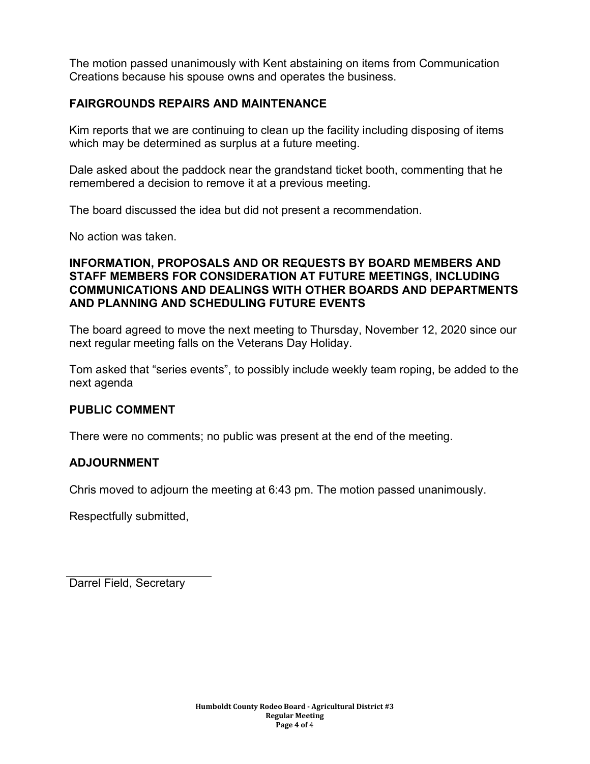The motion passed unanimously with Kent abstaining on items from Communication Creations because his spouse owns and operates the business.

## FAIRGROUNDS REPAIRS AND MAINTENANCE

Kim reports that we are continuing to clean up the facility including disposing of items which may be determined as surplus at a future meeting.

Dale asked about the paddock near the grandstand ticket booth, commenting that he remembered a decision to remove it at a previous meeting.

The board discussed the idea but did not present a recommendation.

No action was taken.

## INFORMATION, PROPOSALS AND OR REQUESTS BY BOARD MEMBERS AND STAFF MEMBERS FOR CONSIDERATION AT FUTURE MEETINGS, INCLUDING COMMUNICATIONS AND DEALINGS WITH OTHER BOARDS AND DEPARTMENTS AND PLANNING AND SCHEDULING FUTURE EVENTS

The board agreed to move the next meeting to Thursday, November 12, 2020 since our next regular meeting falls on the Veterans Day Holiday.

Tom asked that "series events", to possibly include weekly team roping, be added to the next agenda

## PUBLIC COMMENT

There were no comments; no public was present at the end of the meeting.

## ADJOURNMENT

Chris moved to adjourn the meeting at 6:43 pm. The motion passed unanimously.

Respectfully submitted,

\_\_\_\_\_\_\_\_\_\_\_\_\_\_\_\_\_\_\_\_\_\_\_\_

Darrel Field, Secretary